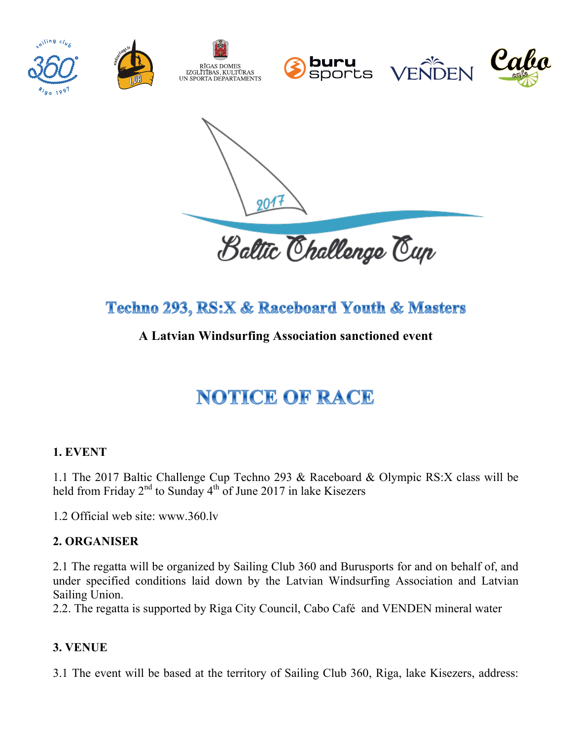Techno 293, RS:X & Raceboard Youth & Masters

**A Latvian Windsurfing Association sanctioned event**

# NOTICE OF RACE

## 1. EVENT

1.1 The 2017 Baltic Challenge Cup Techno 293 & Raceboard & Olympic RS:X class will be held from Friday 2nd to Sunday 4th of June 2017 in lake Kisezers

1.2 Official web site: www.360.lv

## 2. ORGANISER

2.1 The regatta will be organized by Sailing Club 360 and Burusports for and on behalf of, and under specified conditions laid down by the Latvian Windsurfing Association and Latvian Sailing Union.

2.2. The regatta is supported by Riga City Council, Cabo Café and VENDEN mineral water

## 3. VENUE

3.1 The event will be based at the territory of Sailing Club 360, Riga, lake Kisezers, address: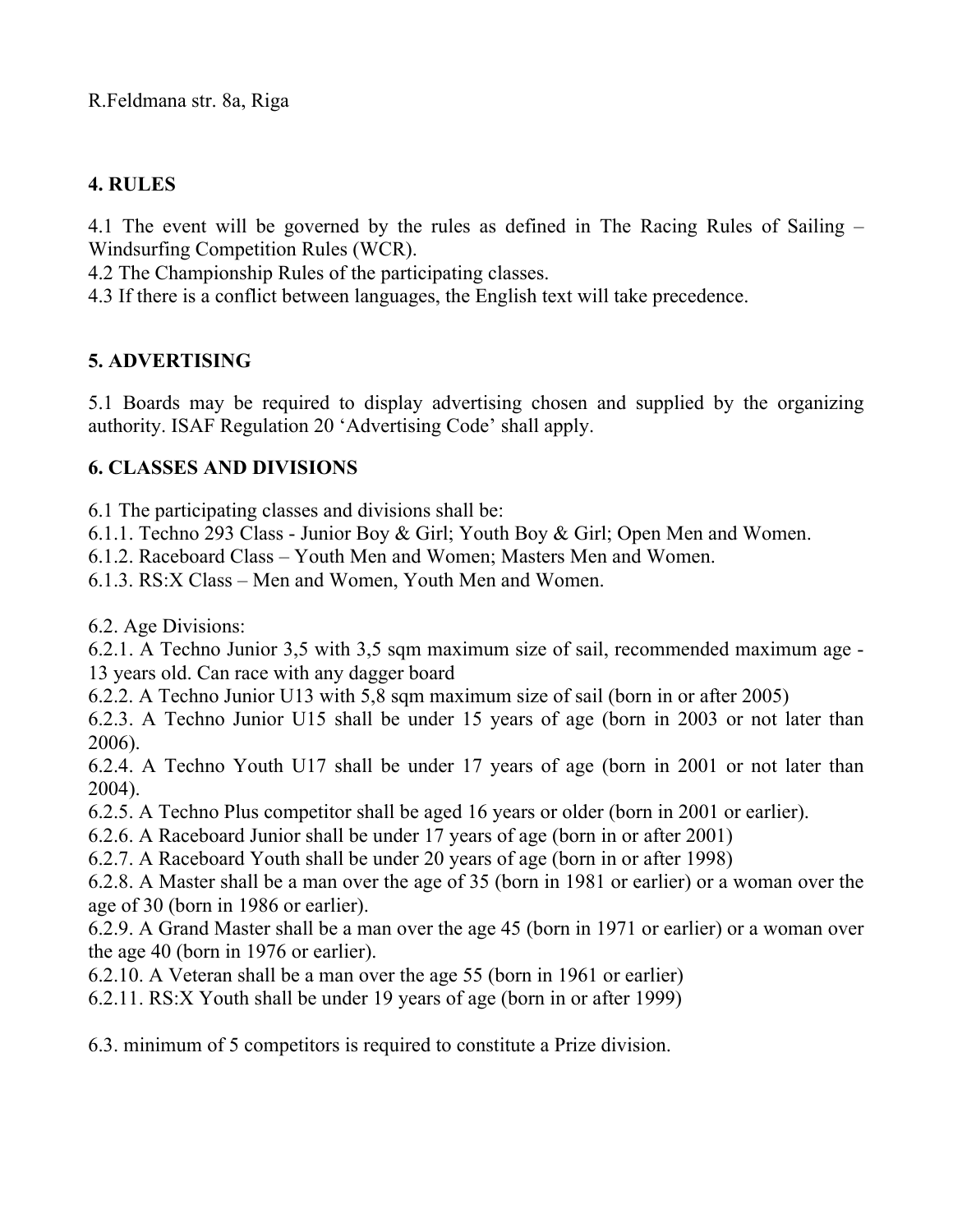R.Feldmana str. 8a, Riga

## 4. RULES

4.1 The event will be governed by the rules as defined in The Racing Rules of Sailing – Windsurfing Competition Rules (WCR).
4.2 The Championship Rules of the participating classes.
4.3 If there is a conflict between languages, the English text will take precedence.

## 5. ADVERTISING

5.1 Boards may be required to display advertising chosen and supplied by the organizing authority. ISAF Regulation 20 'Advertising Code' shall apply.

## 6. CLASSES AND DIVISIONS

6.1 The participating classes and divisions shall be:
6.1.1. Techno 293 Class - Junior Boy & Girl; Youth Boy & Girl; Open Men and Women.
6.1.2. Raceboard Class – Youth Men and Women; Masters Men and Women.
6.1.3. RS:X Class – Men and Women, Youth Men and Women.

6.2. Age Divisions:
6.2.1. A Techno Junior 3,5 with 3,5 sqm maximum size of sail, recommended maximum age - 13 years old. Can race with any dagger board
6.2.2. A Techno Junior U13 with 5,8 sqm maximum size of sail (born in or after 2005)
6.2.3. A Techno Junior U15 shall be under 15 years of age (born in 2003 or not later than 2006).
6.2.4. A Techno Youth U17 shall be under 17 years of age (born in 2001 or not later than 2004).
6.2.5. A Techno Plus competitor shall be aged 16 years or older (born in 2001 or earlier).
6.2.6. A Raceboard Junior shall be under 17 years of age (born in or after 2001)
6.2.7. A Raceboard Youth shall be under 20 years of age (born in or after 1998)
6.2.8. A Master shall be a man over the age of 35 (born in 1981 or earlier) or a woman over the age of 30 (born in 1986 or earlier).
6.2.9. A Grand Master shall be a man over the age 45 (born in 1971 or earlier) or a woman over the age 40 (born in 1976 or earlier).
6.2.10. A Veteran shall be a man over the age 55 (born in 1961 or earlier)
6.2.11. RS:X Youth shall be under 19 years of age (born in or after 1999)

6.3. minimum of 5 competitors is required to constitute a Prize division.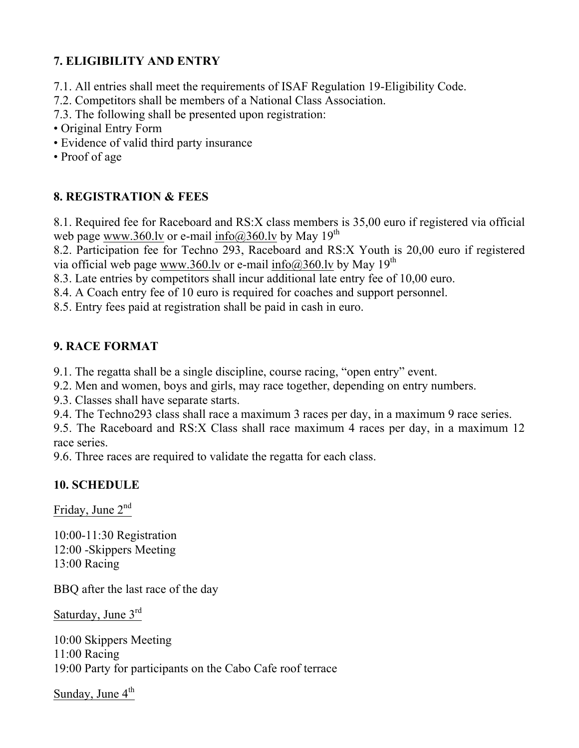## 7. ELIGIBILITY AND ENTRY

7.1. All entries shall meet the requirements of ISAF Regulation 19-Eligibility Code.
7.2. Competitors shall be members of a National Class Association.
7.3. The following shall be presented upon registration:

- Original Entry Form
- Evidence of valid third party insurance
- Proof of age

## 8. REGISTRATION & FEES

8.1. Required fee for Raceboard and RS:X class members is 35,00 euro if registered via official web page www.360.lv or e-mail info@360.lv by May 19th
8.2. Participation fee for Techno 293, Raceboard and RS:X Youth is 20,00 euro if registered via official web page www.360.lv or e-mail info@360.lv by May 19th
8.3. Late entries by competitors shall incur additional late entry fee of 10,00 euro.
8.4. A Coach entry fee of 10 euro is required for coaches and support personnel.
8.5. Entry fees paid at registration shall be paid in cash in euro.

## 9. RACE FORMAT

9.1. The regatta shall be a single discipline, course racing, "open entry" event.
9.2. Men and women, boys and girls, may race together, depending on entry numbers.
9.3. Classes shall have separate starts.
9.4. The Techno293 class shall race a maximum 3 races per day, in a maximum 9 race series.
9.5. The Raceboard and RS:X Class shall race maximum 4 races per day, in a maximum 12 race series.
9.6. Three races are required to validate the regatta for each class.

## 10. SCHEDULE

Friday, June 2nd

10:00-11:30 Registration
12:00 -Skippers Meeting
13:00 Racing

BBQ after the last race of the day

Saturday, June 3rd

10:00 Skippers Meeting
11:00 Racing
19:00 Party for participants on the Cabo Cafe roof terrace

Sunday, June 4th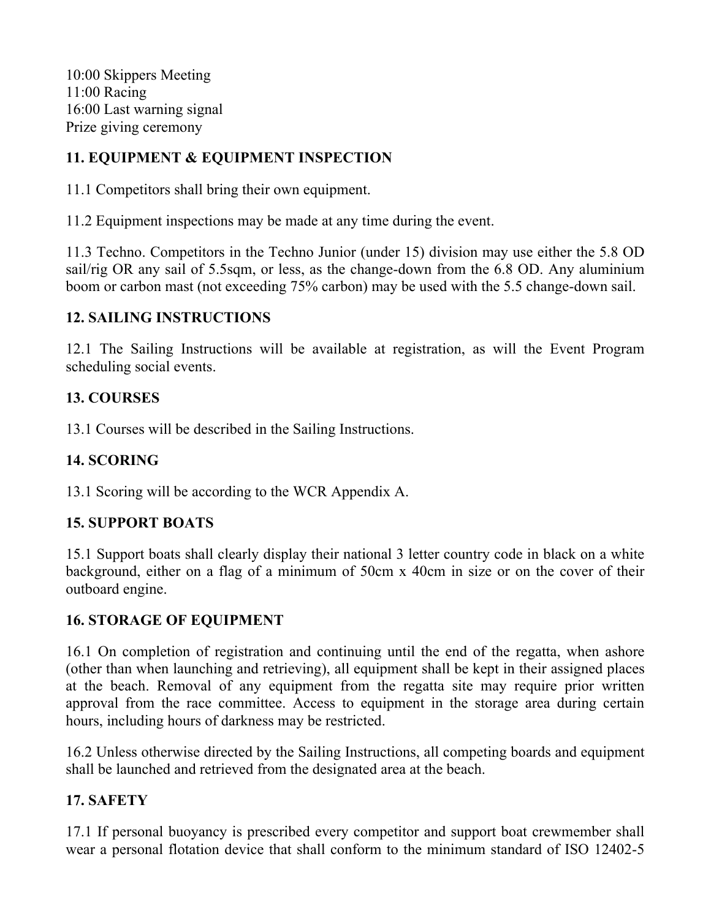10:00 Skippers Meeting
11:00 Racing
16:00 Last warning signal
Prize giving ceremony

## 11. EQUIPMENT & EQUIPMENT INSPECTION

11.1 Competitors shall bring their own equipment.

11.2 Equipment inspections may be made at any time during the event.

11.3 Techno. Competitors in the Techno Junior (under 15) division may use either the 5.8 OD sail/rig OR any sail of 5.5sqm, or less, as the change-down from the 6.8 OD. Any aluminium boom or carbon mast (not exceeding 75% carbon) may be used with the 5.5 change-down sail.

## 12. SAILING INSTRUCTIONS

12.1 The Sailing Instructions will be available at registration, as will the Event Program scheduling social events.

## 13. COURSES

13.1 Courses will be described in the Sailing Instructions.

## 14. SCORING

13.1 Scoring will be according to the WCR Appendix A.

## 15. SUPPORT BOATS

15.1 Support boats shall clearly display their national 3 letter country code in black on a white background, either on a flag of a minimum of 50cm x 40cm in size or on the cover of their outboard engine.

## 16. STORAGE OF EQUIPMENT

16.1 On completion of registration and continuing until the end of the regatta, when ashore (other than when launching and retrieving), all equipment shall be kept in their assigned places at the beach. Removal of any equipment from the regatta site may require prior written approval from the race committee. Access to equipment in the storage area during certain hours, including hours of darkness may be restricted.

16.2 Unless otherwise directed by the Sailing Instructions, all competing boards and equipment shall be launched and retrieved from the designated area at the beach.

## 17. SAFETY

17.1 If personal buoyancy is prescribed every competitor and support boat crewmember shall wear a personal flotation device that shall conform to the minimum standard of ISO 12402-5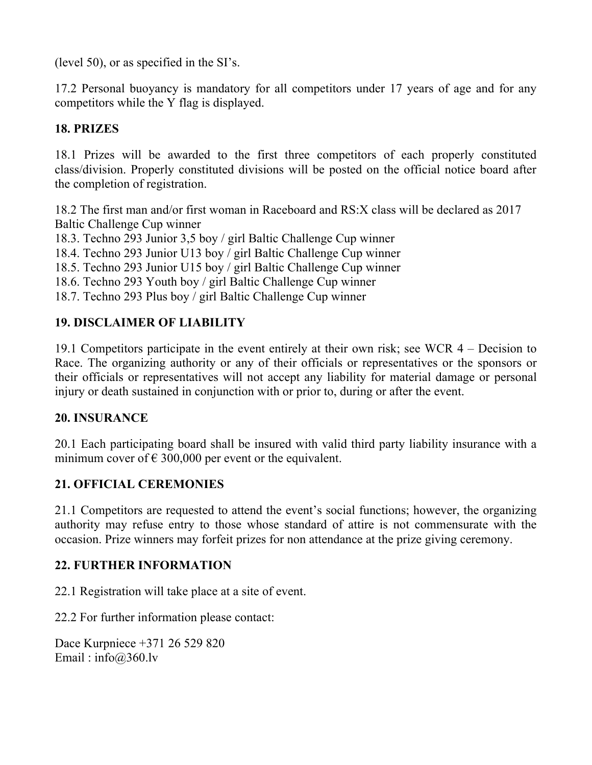(level 50), or as specified in the SI's.

17.2 Personal buoyancy is mandatory for all competitors under 17 years of age and for any competitors while the Y flag is displayed.

## 18. PRIZES

18.1 Prizes will be awarded to the first three competitors of each properly constituted class/division. Properly constituted divisions will be posted on the official notice board after the completion of registration.

18.2 The first man and/or first woman in Raceboard and RS:X class will be declared as 2017 Baltic Challenge Cup winner
18.3. Techno 293 Junior 3,5 boy / girl Baltic Challenge Cup winner
18.4. Techno 293 Junior U13 boy / girl Baltic Challenge Cup winner
18.5. Techno 293 Junior U15 boy / girl Baltic Challenge Cup winner
18.6. Techno 293 Youth boy / girl Baltic Challenge Cup winner
18.7. Techno 293 Plus boy / girl Baltic Challenge Cup winner

## 19. DISCLAIMER OF LIABILITY

19.1 Competitors participate in the event entirely at their own risk; see WCR 4 – Decision to Race. The organizing authority or any of their officials or representatives or the sponsors or their officials or representatives will not accept any liability for material damage or personal injury or death sustained in conjunction with or prior to, during or after the event.

## 20. INSURANCE

20.1 Each participating board shall be insured with valid third party liability insurance with a minimum cover of € 300,000 per event or the equivalent.

## 21. OFFICIAL CEREMONIES

21.1 Competitors are requested to attend the event's social functions; however, the organizing authority may refuse entry to those whose standard of attire is not commensurate with the occasion. Prize winners may forfeit prizes for non attendance at the prize giving ceremony.

## 22. FURTHER INFORMATION

22.1 Registration will take place at a site of event.

22.2 For further information please contact:

Dace Kurpniece +371 26 529 820
Email : info@360.lv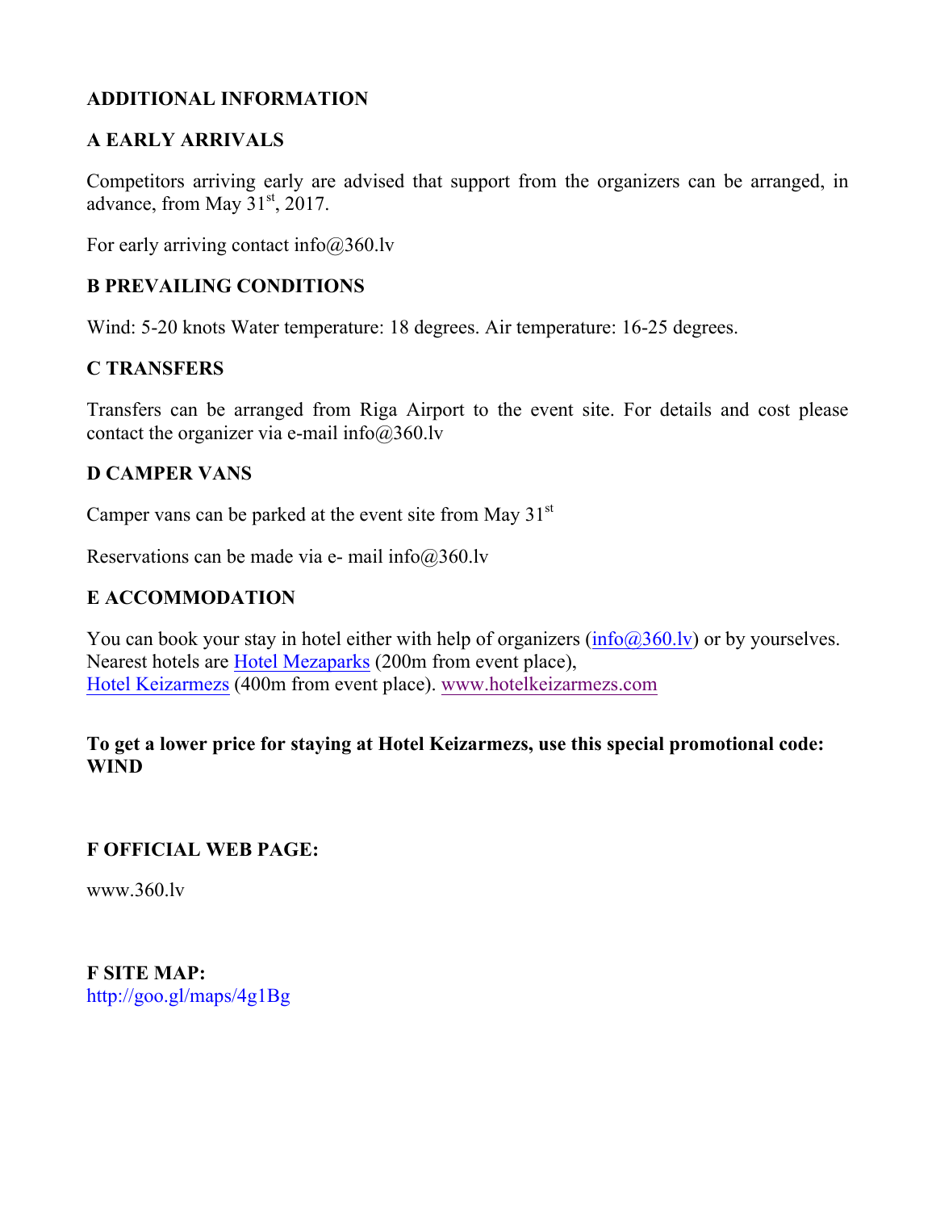## ADDITIONAL INFORMATION

### A EARLY ARRIVALS

Competitors arriving early are advised that support from the organizers can be arranged, in advance, from May 31st, 2017.

For early arriving contact info@360.lv

### B PREVAILING CONDITIONS

Wind: 5-20 knots Water temperature: 18 degrees. Air temperature: 16-25 degrees.

### C TRANSFERS

Transfers can be arranged from Riga Airport to the event site. For details and cost please contact the organizer via e-mail info@360.lv

### D CAMPER VANS

Camper vans can be parked at the event site from May 31st

Reservations can be made via e- mail info@360.lv

### E ACCOMMODATION

You can book your stay in hotel either with help of organizers (info@360.lv) or by yourselves. Nearest hotels are Hotel Mezaparks (200m from event place), Hotel Keizarmezs (400m from event place). www.hotelkeizarmezs.com

**To get a lower price for staying at Hotel Keizarmezs, use this special promotional code: WIND**

### F OFFICIAL WEB PAGE:

www.360.lv

### F SITE MAP:

http://goo.gl/maps/4g1Bg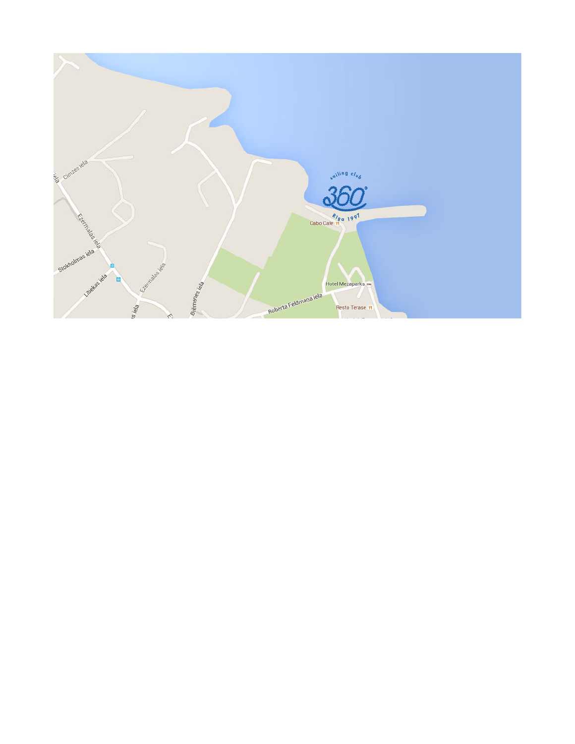sailing club

360°

Rīga 1997

Cabo Cafe

Hotel Mezaparks

Resto Terase

Roberta Feldmaņa iela

Biķerņes iela

Ezermalas iela

Stokholmas iela

Lībekas iela

Cimzes iela